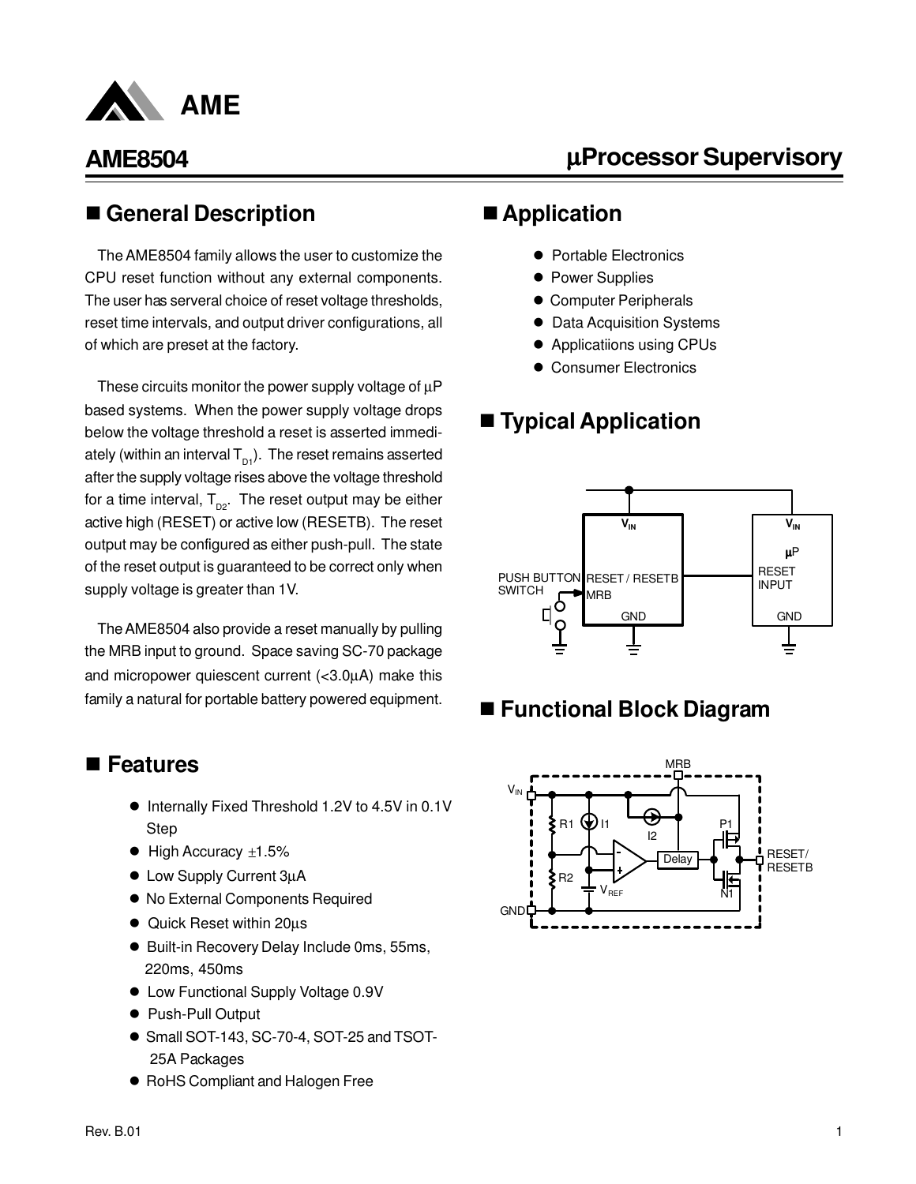# AME8504

## µProcessor Supervisory

## ■ General Description

The AME8504 family allows the user to customize the CPU reset function without any external components. The user has serveral choice of reset voltage thresholds, reset time intervals, and output driver configurations, all of which are preset at the factory.

These circuits monitor the power supply voltage of µP based systems. When the power supply voltage drops below the voltage threshold a reset is asserted immediately (within an interval $T_{D1}$). The reset remains asserted after the supply voltage rises above the voltage threshold for a time interval, $T_{D2}$. The reset output may be either active high (RESET) or active low (RESETB). The reset output may be configured as either push-pull. The state of the reset output is guaranteed to be correct only when supply voltage is greater than 1V.

The AME8504 also provide a reset manually by pulling the MRB input to ground. Space saving SC-70 package and micropower quiescent current (<3.0µA) make this family a natural for portable battery powered equipment.

## ■ Features

- Internally Fixed Threshold 1.2V to 4.5V in 0.1V Step
- High Accuracy ±1.5%
- Low Supply Current 3µA
- No External Components Required
- Quick Reset within 20µs
- Built-in Recovery Delay Include 0ms, 55ms, 220ms, 450ms
- Low Functional Supply Voltage 0.9V
- Push-Pull Output
- Small SOT-143, SC-70-4, SOT-25 and TSOT-25A Packages
- RoHS Compliant and Halogen Free

## ■ Application

- Portable Electronics
- Power Supplies
- Computer Peripherals
- Data Acquisition Systems
- Applicatiions using CPUs
- Consumer Electronics

## ■ Typical Application

$V_{IN}$
$V_{IN}$
µP
PUSH BUTTON SWITCH
RESET / RESETB
MRB
GND
RESET INPUT
GND

## ■ Functional Block Diagram

MRB
$V_{IN}$
R1
I1
I2
P1
R2
$V_{REF}$
Delay
RESET/ RESETB
N1
GND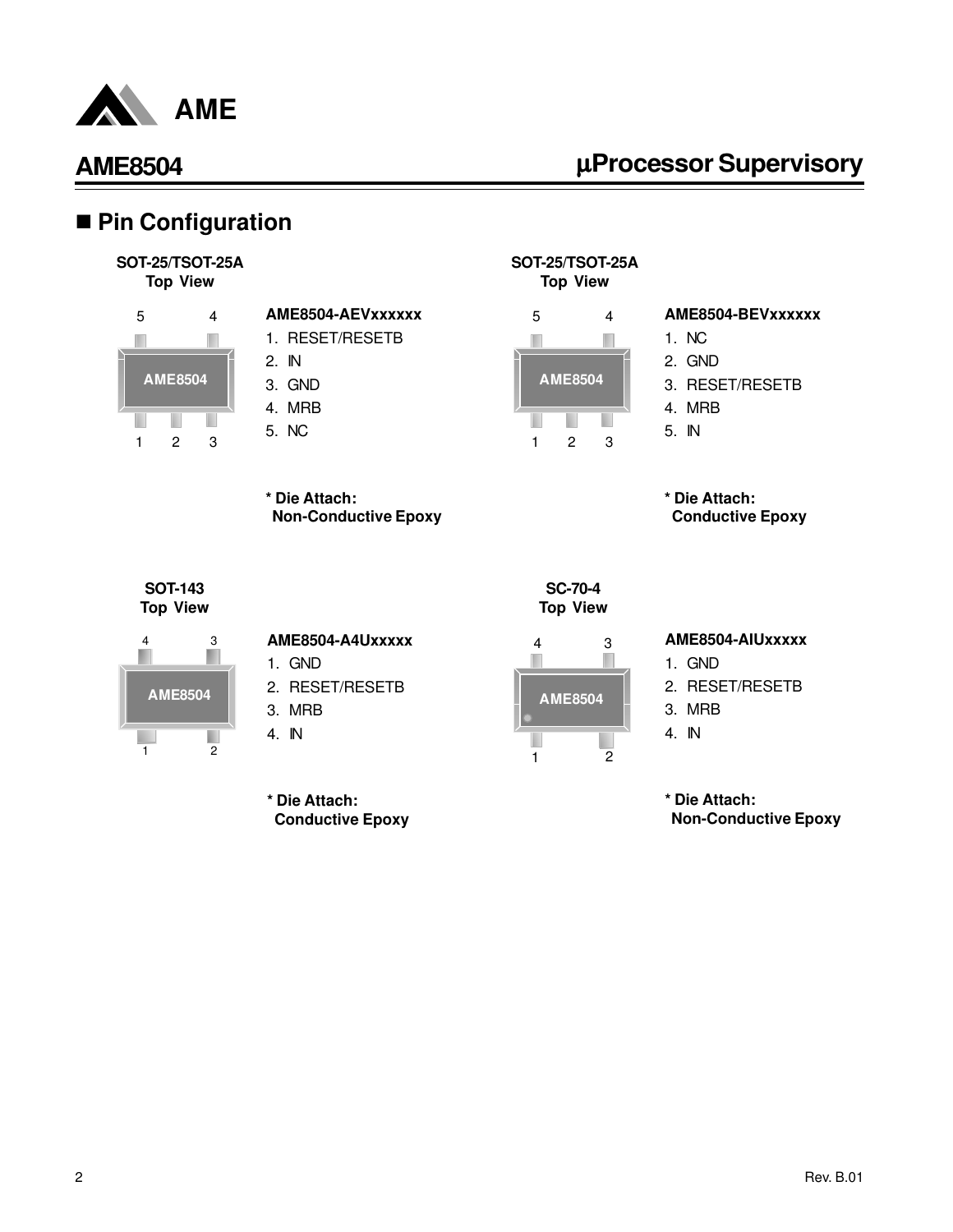## ■ Pin Configuration

**SOT-25/TSOT-25A**
**Top View**

5 4

AME8504

1 2 3

**AME8504-AEVxxxxxx**

1. RESET/RESETB
2. IN
3. GND
4. MRB
5. NC

**\* Die Attach:**
**Non-Conductive Epoxy**

**SOT-25/TSOT-25A**
**Top View**

5 4

AME8504

1 2 3

**AME8504-BEVxxxxxx**

1. NC
2. GND
3. RESET/RESETB
4. MRB
5. IN

**\* Die Attach:**
**Conductive Epoxy**

**SOT-143**
**Top View**

4 3

AME8504

1 2

**AME8504-A4Uxxxxx**

1. GND
2. RESET/RESETB
3. MRB
4. IN

**\* Die Attach:**
**Conductive Epoxy**

**SC-70-4**
**Top View**

4 3

AME8504

1 2

**AME8504-AIUxxxxx**

1. GND
2. RESET/RESETB
3. MRB
4. IN

**\* Die Attach:**
**Non-Conductive Epoxy**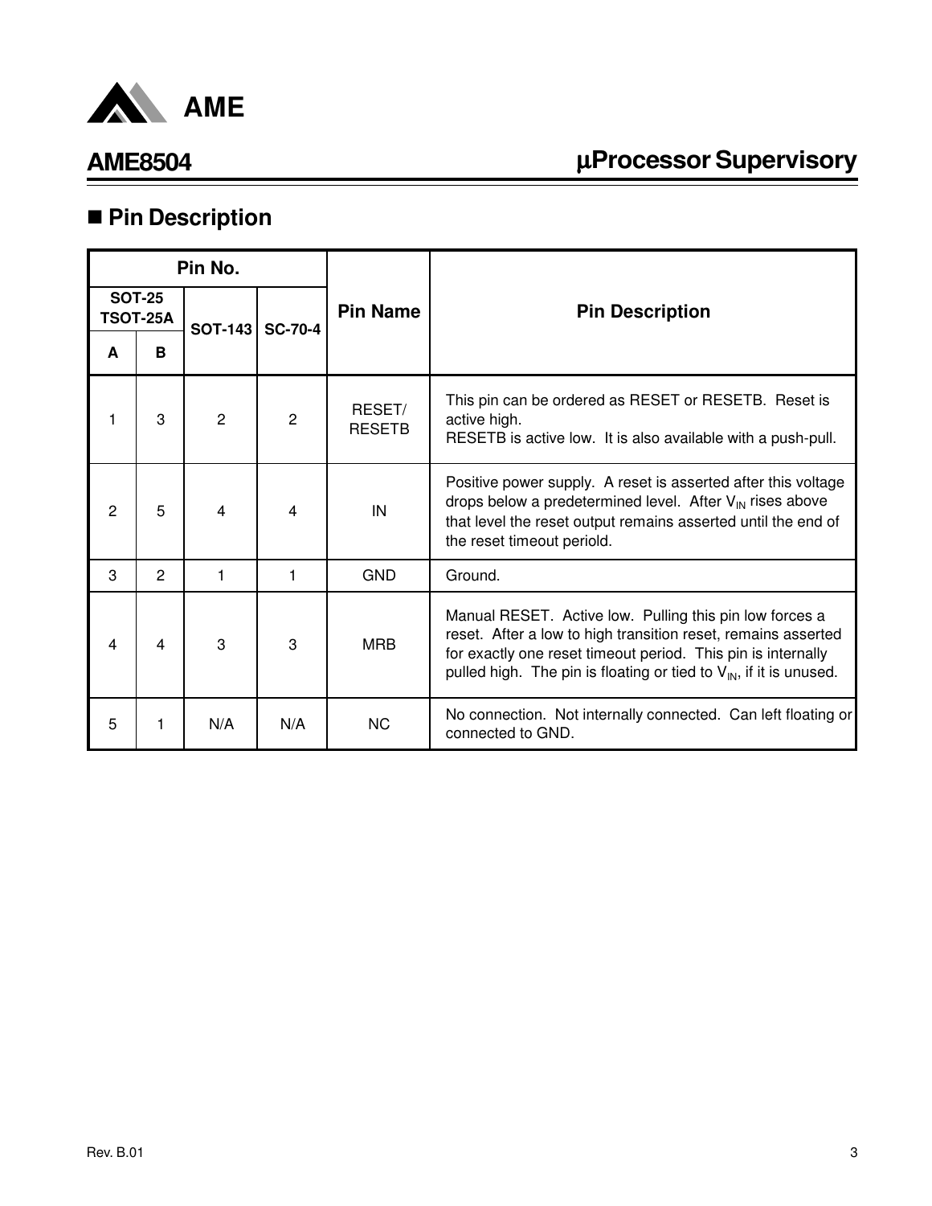## ■ Pin Description

| Pin No. | | | | Pin Name | Pin Description |
|---|---|---|---|---|---|
| SOT-25 TSOT-25A | | SOT-143 | SC-70-4 | | |
| A | B | | | | |
| 1 | 3 | 2 | 2 | RESET/ RESETB | This pin can be ordered as RESET or RESETB. Reset is active high. RESETB is active low. It is also available with a push-pull. |
| 2 | 5 | 4 | 4 | IN | Positive power supply. A reset is asserted after this voltage drops below a predetermined level. After $V_{IN}$ rises above that level the reset output remains asserted until the end of the reset timeout periold. |
| 3 | 2 | 1 | 1 | GND | Ground. |
| 4 | 4 | 3 | 3 | MRB | Manual RESET. Active low. Pulling this pin low forces a reset. After a low to high transition reset, remains asserted for exactly one reset timeout period. This pin is internally pulled high. The pin is floating or tied to $V_{IN}$, if it is unused. |
| 5 | 1 | N/A | N/A | NC | No connection. Not internally connected. Can left floating or connected to GND. |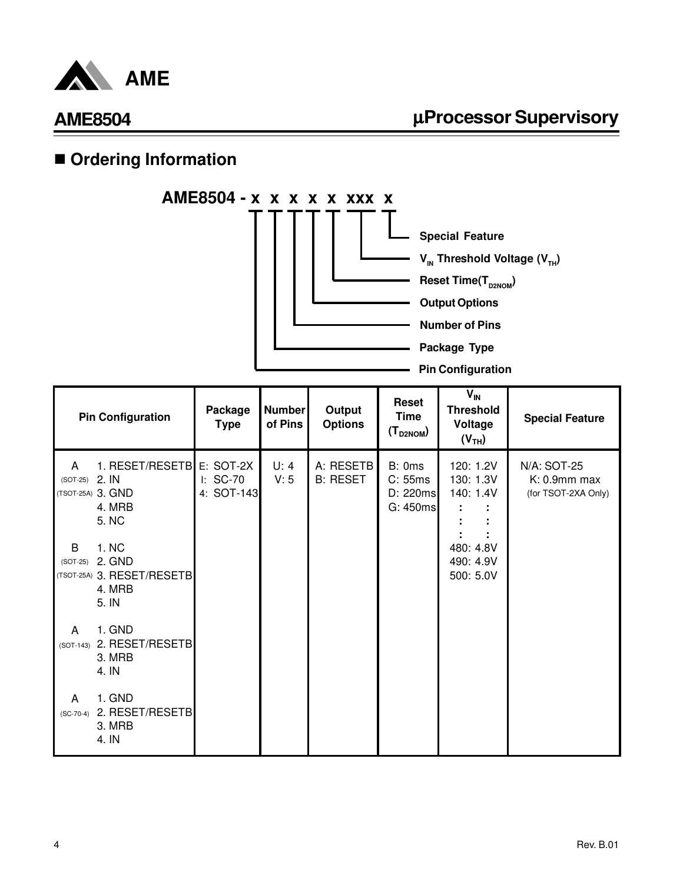## Ordering Information

**AME8504 - x x x x x xxx x**

- Special Feature
- $V_{IN}$ Threshold Voltage ($V_{TH}$)
- Reset Time($T_{D2NOM}$)
- Output Options
- Number of Pins
- Package Type
- Pin Configuration

| Pin Configuration | | Package Type | Number of Pins | Output Options | Reset Time ($T_{D2NOM}$) | $V_{IN}$ Threshold Voltage ($V_{TH}$) | Special Feature |
|---|---|---|---|---|---|---|---|
| A (SOT-25) (TSOT-25A) | 1. RESET/RESETB<br>2. IN<br>3. GND<br>4. MRB<br>5. NC | E: SOT-2X<br>I: SC-70<br>4: SOT-143 | U: 4<br>V: 5 | A: RESETB<br>B: RESET | B: 0ms<br>C: 55ms<br>D: 220ms<br>G: 450ms | 120: 1.2V<br>130: 1.3V<br>140: 1.4V<br>: :<br>: :<br>: :<br>480: 4.8V<br>490: 4.9V<br>500: 5.0V | N/A: SOT-25<br>K: 0.9mm max (for TSOT-2XA Only) |
| B (SOT-25) (TSOT-25A) | 1. NC<br>2. GND<br>3. RESET/RESETB<br>4. MRB<br>5. IN | | | | | | |
| A (SOT-143) | 1. GND<br>2. RESET/RESETB<br>3. MRB<br>4. IN | | | | | | |
| A (SC-70-4) | 1. GND<br>2. RESET/RESETB<br>3. MRB<br>4. IN | | | | | | |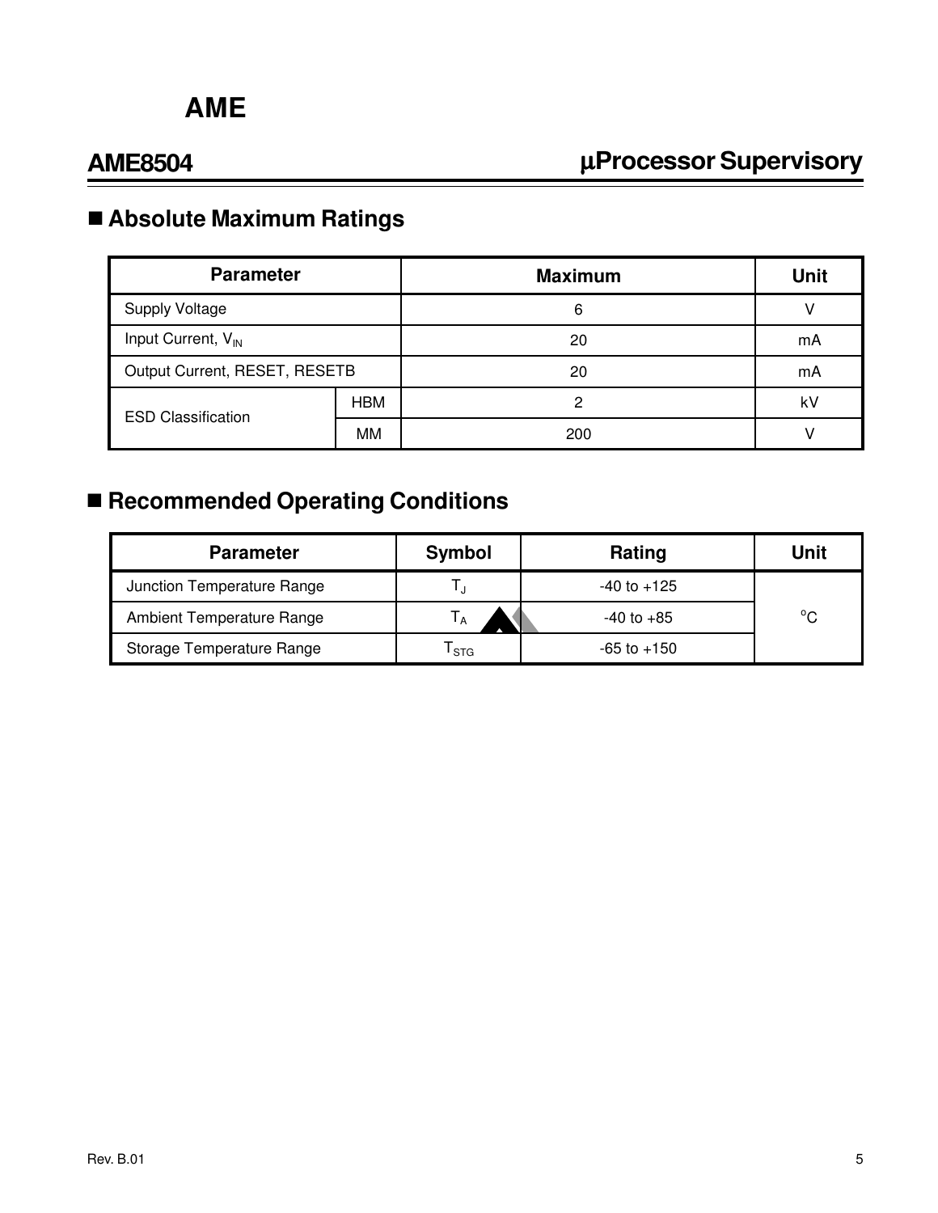## Absolute Maximum Ratings

| Parameter | | Maximum | Unit |
|---|---|---|---|
| Supply Voltage | | 6 | V |
| Input Current, $V_{IN}$ | | 20 | mA |
| Output Current, RESET, RESETB | | 20 | mA |
| ESD Classification | HBM | 2 | kV |
| | MM | 200 | V |

## Recommended Operating Conditions

| Parameter | Symbol | Rating | Unit |
|---|---|---|---|
| Junction Temperature Range | $T_J$ | -40 to +125 | $^oC$ |
| Ambient Temperature Range | $T_A$ | -40 to +85 | |
| Storage Temperature Range | $T_{STG}$ | -65 to +150 | |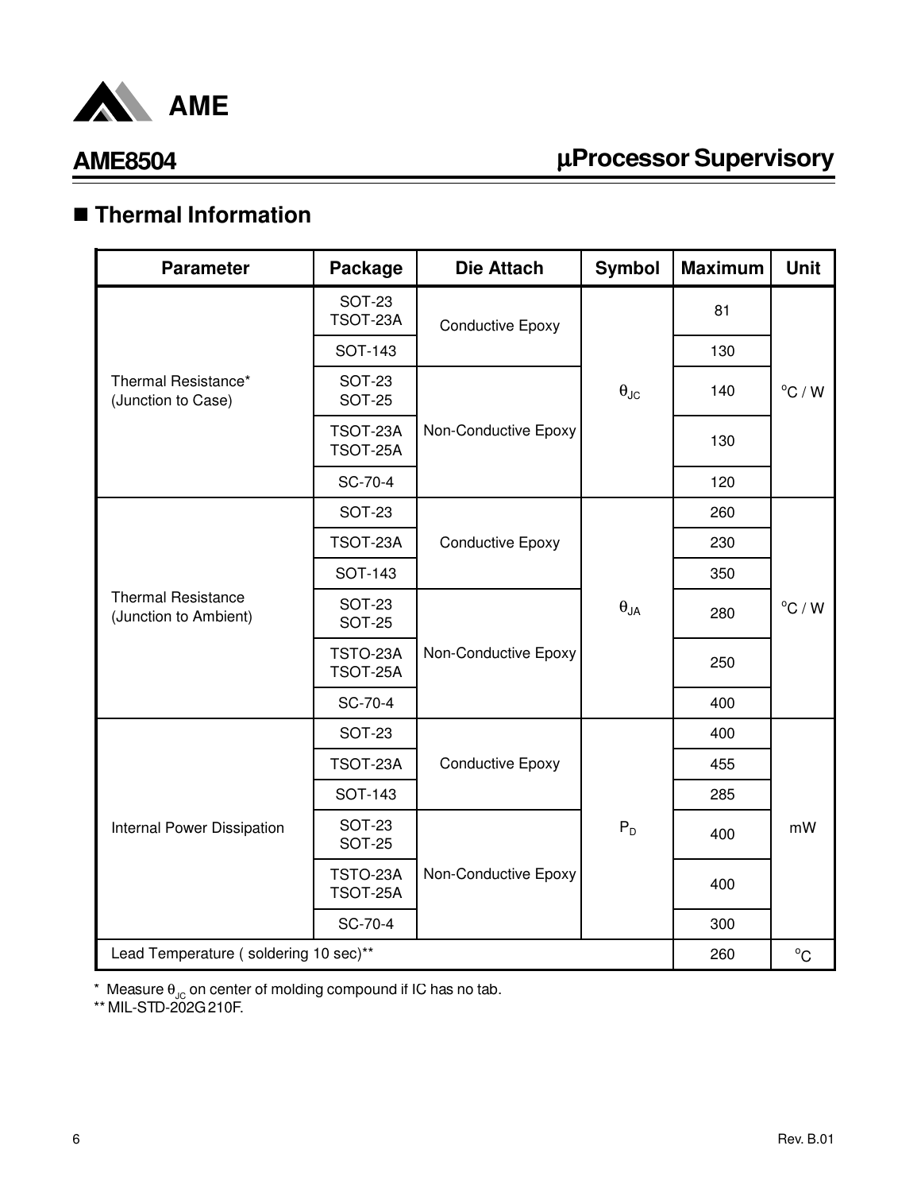## ■ Thermal Information

| Parameter | Package | Die Attach | Symbol | Maximum | Unit |
|---|---|---|---|---|---|
| Thermal Resistance* (Junction to Case) | SOT-23 TSOT-23A | Conductive Epoxy | $\theta_{JC}$ | 81 | °C / W |
| | SOT-143 | | | 130 | |
| | SOT-23 SOT-25 | Non-Conductive Epoxy | | 140 | |
| | TSOT-23A TSOT-25A | | | 130 | |
| | SC-70-4 | | | 120 | |
| Thermal Resistance (Junction to Ambient) | SOT-23 | Conductive Epoxy | $\theta_{JA}$ | 260 | °C / W |
| | TSOT-23A | | | 230 | |
| | SOT-143 | | | 350 | |
| | SOT-23 SOT-25 | Non-Conductive Epoxy | | 280 | |
| | TSTO-23A TSOT-25A | | | 250 | |
| | SC-70-4 | | | 400 | |
| Internal Power Dissipation | SOT-23 | Conductive Epoxy | $P_D$ | 400 | mW |
| | TSOT-23A | | | 455 | |
| | SOT-143 | | | 285 | |
| | SOT-23 SOT-25 | Non-Conductive Epoxy | | 400 | |
| | TSTO-23A TSOT-25A | | | 400 | |
| | SC-70-4 | | | 300 | |
| Lead Temperature ( soldering 10 sec)** | | | | 260 | °C |

* Measure $\theta_{JC}$ on center of molding compound if IC has no tab.
** MIL-STD-202G 210F.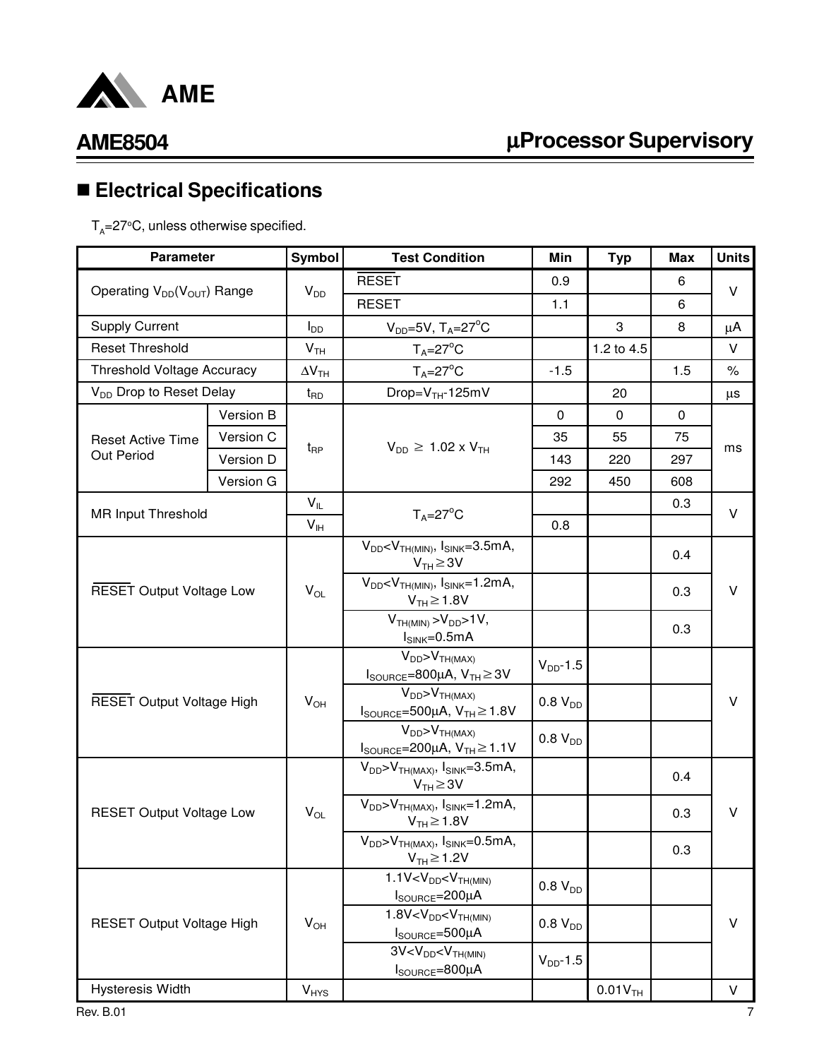## ■ Electrical Specifications

$T_A$=27°C, unless otherwise specified.

| Parameter | | Symbol | Test Condition | Min | Typ | Max | Units |
|---|---|---|---|---|---|---|---|
| Operating $V_{DD}$($V_{OUT}$) Range | | $V_{DD}$ | $\overline{RESET}$ | 0.9 | | 6 | V |
| | | | RESET | 1.1 | | 6 | |
| Supply Current | | $I_{DD}$ | $V_{DD}$=5V, $T_A$=27°C | | 3 | 8 | μA |
| Reset Threshold | | $V_{TH}$ | $T_A$=27°C | | 1.2 to 4.5 | | V |
| Threshold Voltage Accuracy | | $\Delta V_{TH}$ | $T_A$=27°C | -1.5 | | 1.5 | % |
| $V_{DD}$ Drop to Reset Delay | | $t_{RD}$ | Drop=$V_{TH}$-125mV | | 20 | | μs |
| Reset Active Time Out Period | Version B | $t_{RP}$ | $V_{DD} \geq 1.02 \times V_{TH}$ | 0 | 0 | 0 | ms |
| | Version C | | | 35 | 55 | 75 | |
| | Version D | | | 143 | 220 | 297 | |
| | Version G | | | 292 | 450 | 608 | |
| MR Input Threshold | | $V_{IL}$ | $T_A$=27°C | | | 0.3 | V |
| | | $V_{IH}$ | | 0.8 | | | |
| $\overline{RESET}$ Output Voltage Low | | $V_{OL}$ | $V_{DD}$<$V_{TH(MIN)}$, $I_{SINK}$=3.5mA, $V_{TH} \geq 3V$ | | | 0.4 | V |
| | | | $V_{DD}$<$V_{TH(MIN)}$, $I_{SINK}$=1.2mA, $V_{TH} \geq 1.8V$ | | | 0.3 | |
| | | | $V_{TH(MIN)}$ >$V_{DD}$>1V, $I_{SINK}$=0.5mA | | | 0.3 | |
| $\overline{RESET}$ Output Voltage High | | $V_{OH}$ | $V_{DD}$>$V_{TH(MAX)}$ $I_{SOURCE}$=800μA, $V_{TH} \geq 3V$ | $V_{DD}$-1.5 | | | V |
| | | | $V_{DD}$>$V_{TH(MAX)}$ $I_{SOURCE}$=500μA, $V_{TH} \geq 1.8V$ | 0.8 $V_{DD}$ | | | |
| | | | $V_{DD}$>$V_{TH(MAX)}$ $I_{SOURCE}$=200μA, $V_{TH} \geq 1.1V$ | 0.8 $V_{DD}$ | | | |
| RESET Output Voltage Low | | $V_{OL}$ | $V_{DD}$>$V_{TH(MAX)}$, $I_{SINK}$=3.5mA, $V_{TH} \geq 3V$ | | | 0.4 | V |
| | | | $V_{DD}$>$V_{TH(MAX)}$, $I_{SINK}$=1.2mA, $V_{TH} \geq 1.8V$ | | | 0.3 | |
| | | | $V_{DD}$>$V_{TH(MAX)}$, $I_{SINK}$=0.5mA, $V_{TH} \geq 1.2V$ | | | 0.3 | |
| RESET Output Voltage High | | $V_{OH}$ | 1.1V<$V_{DD}$<$V_{TH(MIN)}$ $I_{SOURCE}$=200μA | 0.8 $V_{DD}$ | | | V |
| | | | 1.8V<$V_{DD}$<$V_{TH(MIN)}$ $I_{SOURCE}$=500μA | 0.8 $V_{DD}$ | | | |
| | | | 3V<$V_{DD}$<$V_{TH(MIN)}$ $I_{SOURCE}$=800μA | $V_{DD}$-1.5 | | | |
| Hysteresis Width | | $V_{HYS}$ | | | 0.01$V_{TH}$ | | V |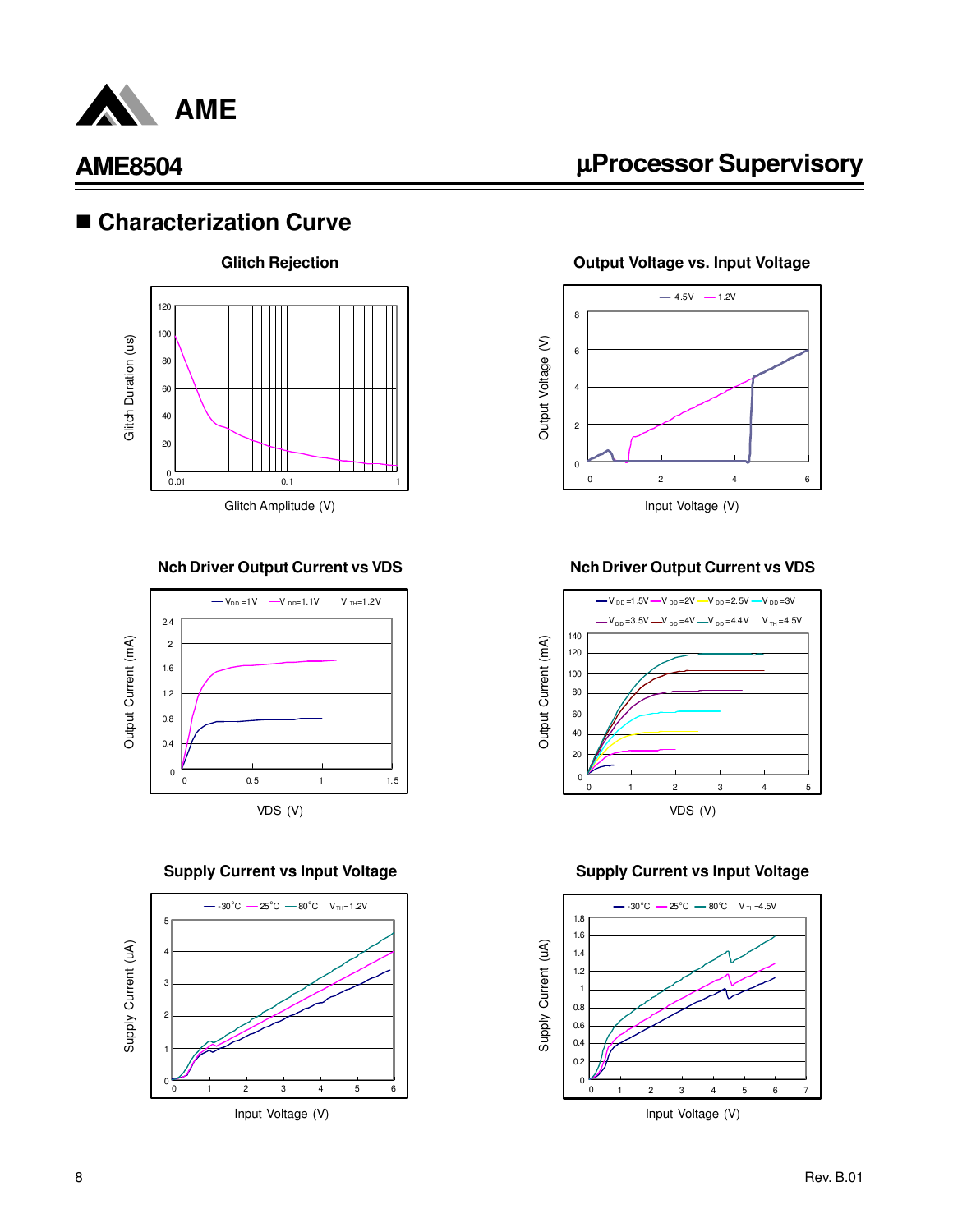## ■ Characterization Curve

### Glitch Rejection

Glitch Duration (us)

120
100
80
60
40
20
0
0.01
0.1
1

Glitch Amplitude (V)

### Output Voltage vs. Input Voltage

4.5V 1.2V

Output Voltage (V)

8
6
4
2
0
0
2
4
6

Input Voltage (V)

### Nch Driver Output Current vs VDS

$V_{DD}$ =1V $V_{DD}$=1.1V $V_{TH}$=1.2V

Output Current (mA)

2.4
2
1.6
1.2
0.8
0.4
0
0
0.5
1
1.5

VDS (V)

### Nch Driver Output Current vs VDS

$V_{DD}$=1.5V $V_{DD}$=2V $V_{DD}$=2.5V $V_{DD}$=3V

$V_{DD}$=3.5V $V_{DD}$=4V $V_{DD}$=4.4V $V_{TH}$=4.5V

Output Current (mA)

140
120
100
80
60
40
20
0
0
1
2
3
4
5

VDS (V)

### Supply Current vs Input Voltage

-30°C 25°C 80°C $V_{TH}$=1.2V

Supply Current (uA)

5
4
3
2
1
0
0
1
2
3
4
5
6

Input Voltage (V)

### Supply Current vs Input Voltage

-30°C 25°C 80°C $V_{TH}$=4.5V

Supply Current (uA)

1.8
1.6
1.4
1.2
1
0.8
0.6
0.4
0.2
0
0
1
2
3
4
5
6
7

Input Voltage (V)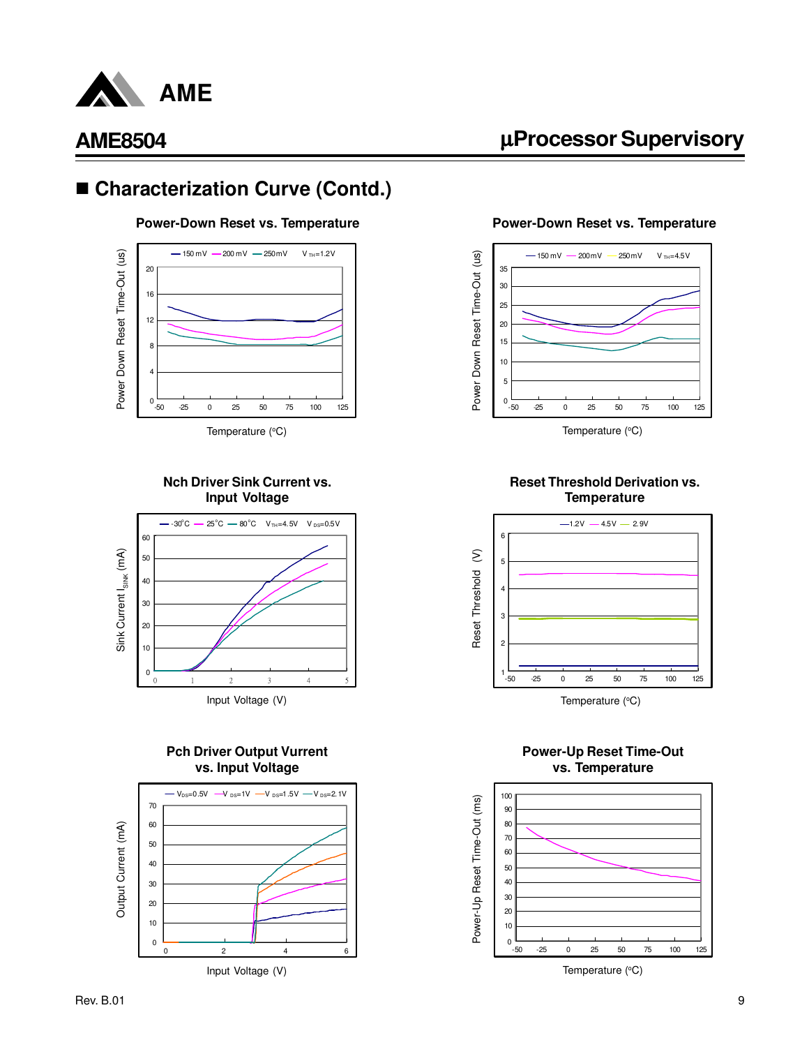## ■ Characterization Curve (Contd.)

**Power-Down Reset vs. Temperature**

150 mV 200 mV 250mV $V_{TH}$=1.2V

Power Down Reset Time-Out (us)

0 4 8 12 16 20

-50 -25 0 25 50 75 100 125

Temperature (°C)

**Power-Down Reset vs. Temperature**

150 mV 200mV 250mV $V_{TH}$=4.5V

Power Down Reset Time-Out (us)

0 5 10 15 20 25 30 35

-50 -25 0 25 50 75 100 125

Temperature (°C)

**Nch Driver Sink Current vs. Input Voltage**

-30°C 25°C 80°C $V_{TH}$=4.5V $V_{DS}$=0.5V

Sink Current $I_{SINK}$ (mA)

0 10 20 30 40 50 60

0 1 2 3 4 5

Input Voltage (V)

**Reset Threshold Derivation vs. Temperature**

1.2V 4.5V 2.9V

Reset Threshold (V)

1 2 3 4 5 6

-50 -25 0 25 50 75 100 125

Temperature (°C)

**Pch Driver Output Vurrent vs. Input Voltage**

$V_{DS}$=0.5V $V_{DS}$=1V $V_{DS}$=1.5V $V_{DS}$=2.1V

Output Current (mA)

0 10 20 30 40 50 60 70

0 2 4 6

Input Voltage (V)

**Power-Up Reset Time-Out vs. Temperature**

Power-Up Reset Time-Out (ms)

0 10 20 30 40 50 60 70 80 90 100

-50 -25 0 25 50 75 100 125

Temperature (°C)

Rev. B.01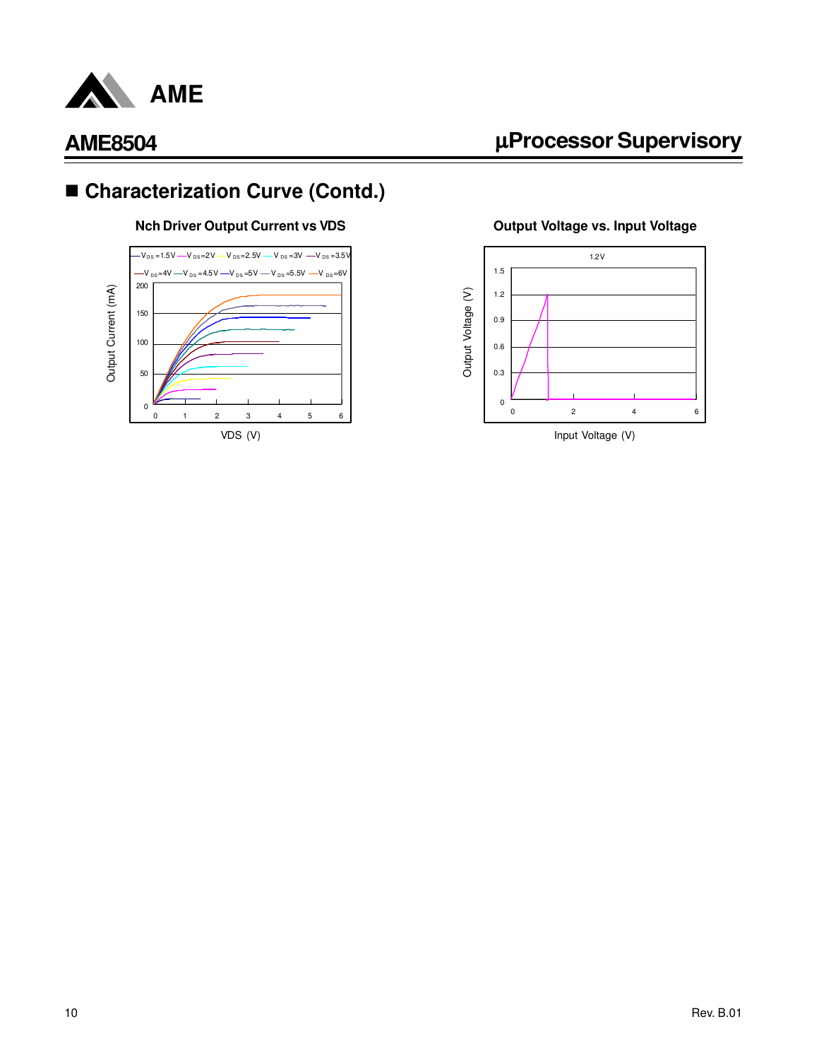## ■ Characterization Curve (Contd.)

**Nch Driver Output Current vs VDS**

$V_{DS}$ =1.5V $V_{DS}$=2V $V_{DS}$=2.5V $V_{DS}$=3V $V_{DS}$ =3.5V

$V_{DS}$=4V $V_{DS}$=4.5V $V_{DS}$=5V $V_{DS}$=5.5V $V_{DS}$=6V

Output Current (mA)

200
150
100
50
0

0 1 2 3 4 5 6

VDS (V)

**Output Voltage vs. Input Voltage**

1.2V

Output Voltage (V)

1.5
1.2
0.9
0.6
0.3
0

0 2 4 6

Input Voltage (V)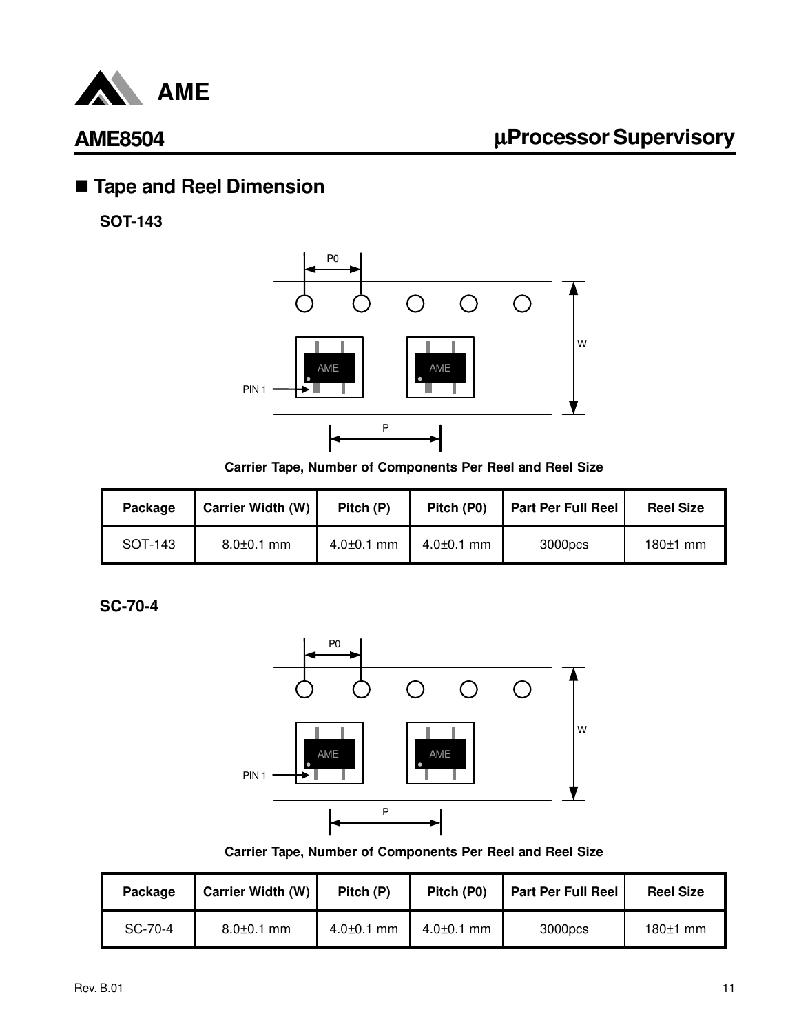## Tape and Reel Dimension

### SOT-143

P0

W

PIN 1

P

AME

AME

**Carrier Tape, Number of Components Per Reel and Reel Size**

| Package | Carrier Width (W) | Pitch (P) | Pitch (P0) | Part Per Full Reel | Reel Size |
|---|---|---|---|---|---|
| SOT-143 | 8.0±0.1 mm | 4.0±0.1 mm | 4.0±0.1 mm | 3000pcs | 180±1 mm |

### SC-70-4

P0

W

PIN 1

P

AME

AME

**Carrier Tape, Number of Components Per Reel and Reel Size**

| Package | Carrier Width (W) | Pitch (P) | Pitch (P0) | Part Per Full Reel | Reel Size |
|---|---|---|---|---|---|
| SC-70-4 | 8.0±0.1 mm | 4.0±0.1 mm | 4.0±0.1 mm | 3000pcs | 180±1 mm |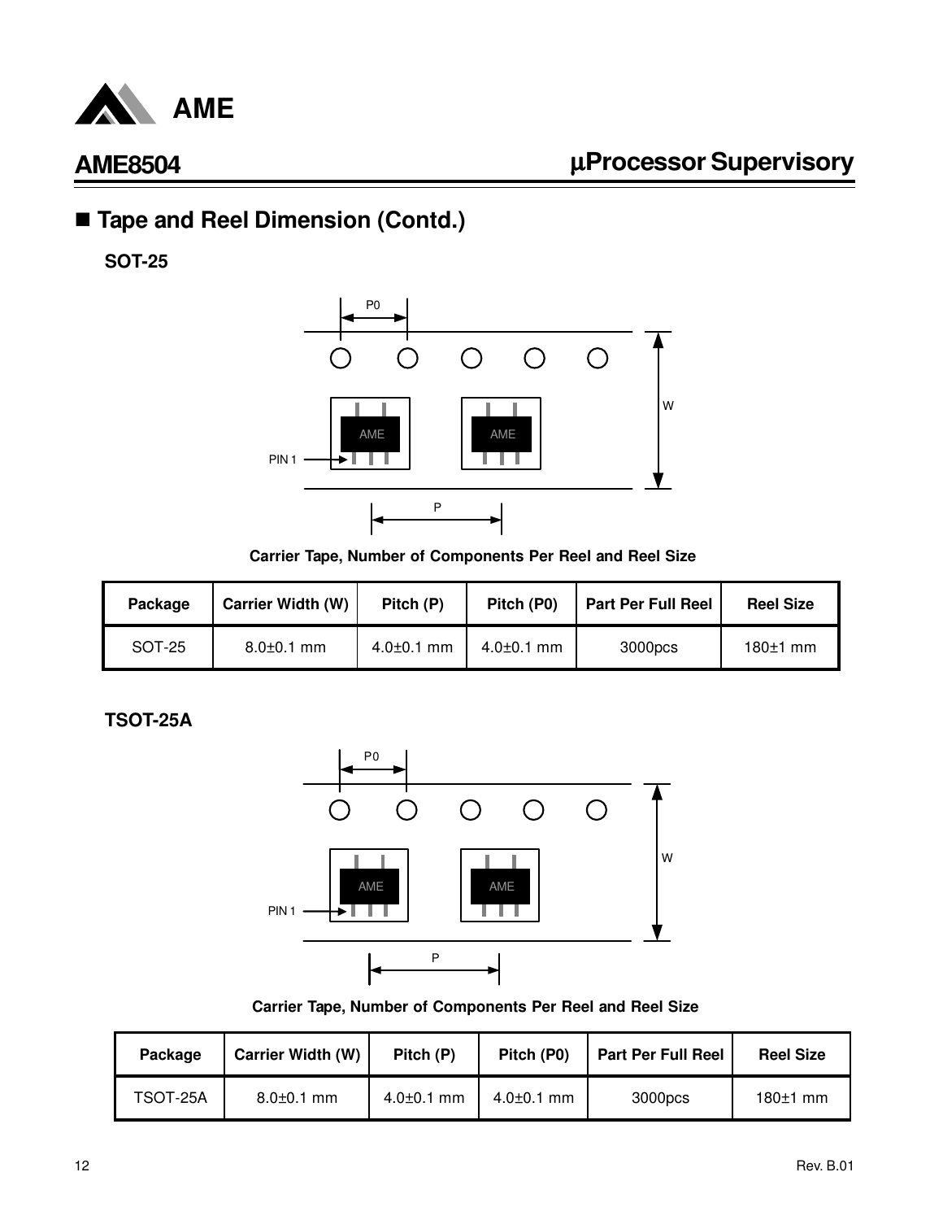## ■ Tape and Reel Dimension (Contd.)

### SOT-25

P0

W

AME

AME

PIN 1

P

**Carrier Tape, Number of Components Per Reel and Reel Size**

| Package | Carrier Width (W) | Pitch (P) | Pitch (P0) | Part Per Full Reel | Reel Size |
|---|---|---|---|---|---|
| SOT-25 | 8.0±0.1 mm | 4.0±0.1 mm | 4.0±0.1 mm | 3000pcs | 180±1 mm |

### TSOT-25A

P0

W

AME

AME

PIN 1

P

**Carrier Tape, Number of Components Per Reel and Reel Size**

| Package | Carrier Width (W) | Pitch (P) | Pitch (P0) | Part Per Full Reel | Reel Size |
|---|---|---|---|---|---|
| TSOT-25A | 8.0±0.1 mm | 4.0±0.1 mm | 4.0±0.1 mm | 3000pcs | 180±1 mm |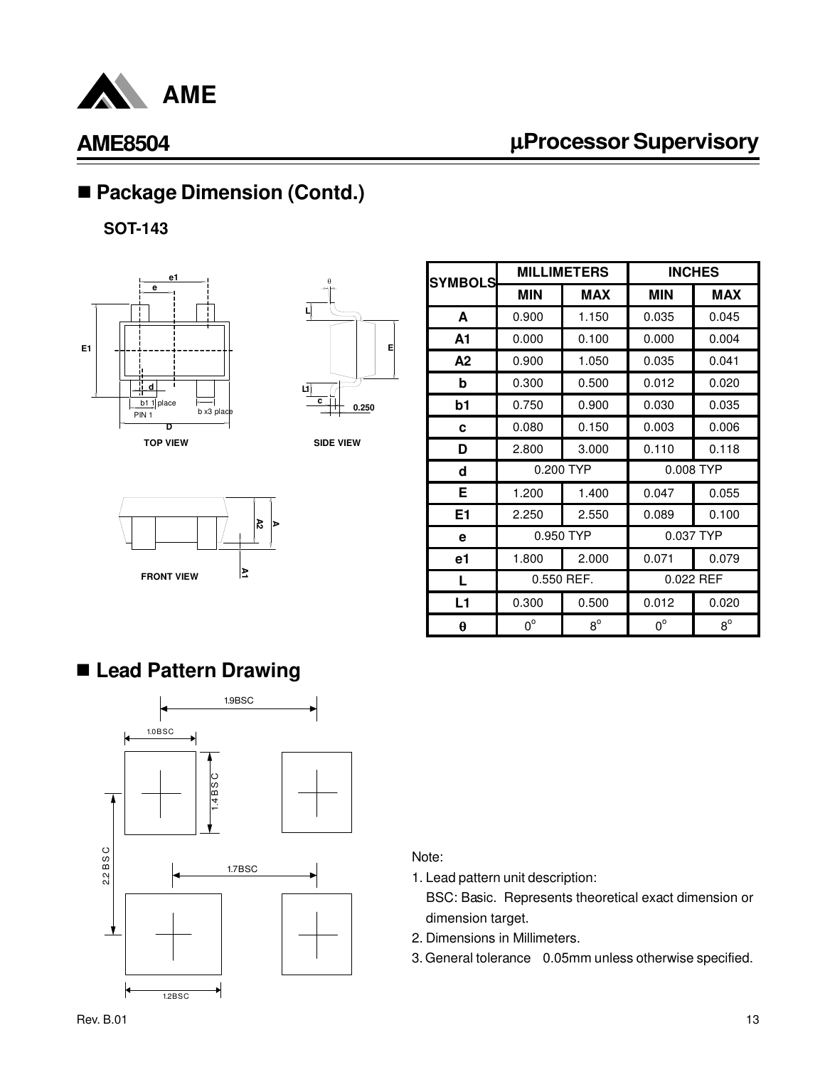## ■ Package Dimension (Contd.)

**SOT-143**

TOP VIEW

SIDE VIEW

FRONT VIEW

| SYMBOLS | MILLIMETERS | | INCHES | |
|---|---|---|---|---|
| | MIN | MAX | MIN | MAX |
| A | 0.900 | 1.150 | 0.035 | 0.045 |
| A1 | 0.000 | 0.100 | 0.000 | 0.004 |
| A2 | 0.900 | 1.050 | 0.035 | 0.041 |
| b | 0.300 | 0.500 | 0.012 | 0.020 |
| b1 | 0.750 | 0.900 | 0.030 | 0.035 |
| c | 0.080 | 0.150 | 0.003 | 0.006 |
| D | 2.800 | 3.000 | 0.110 | 0.118 |
| d | 0.200 TYP | | 0.008 TYP | |
| E | 1.200 | 1.400 | 0.047 | 0.055 |
| E1 | 2.250 | 2.550 | 0.089 | 0.100 |
| e | 0.950 TYP | | 0.037 TYP | |
| e1 | 1.800 | 2.000 | 0.071 | 0.079 |
| L | 0.550 REF. | | 0.022 REF | |
| L1 | 0.300 | 0.500 | 0.012 | 0.020 |
| θ | 0° | 8° | 0° | 8° |

## ■ Lead Pattern Drawing

1.9BSC

1.0BSC

1.4BSC

2.2BSC

1.7BSC

1.2BSC

Note:

1. Lead pattern unit description:
   BSC: Basic. Represents theoretical exact dimension or dimension target.
2. Dimensions in Millimeters.
3. General tolerance ±0.05mm unless otherwise specified.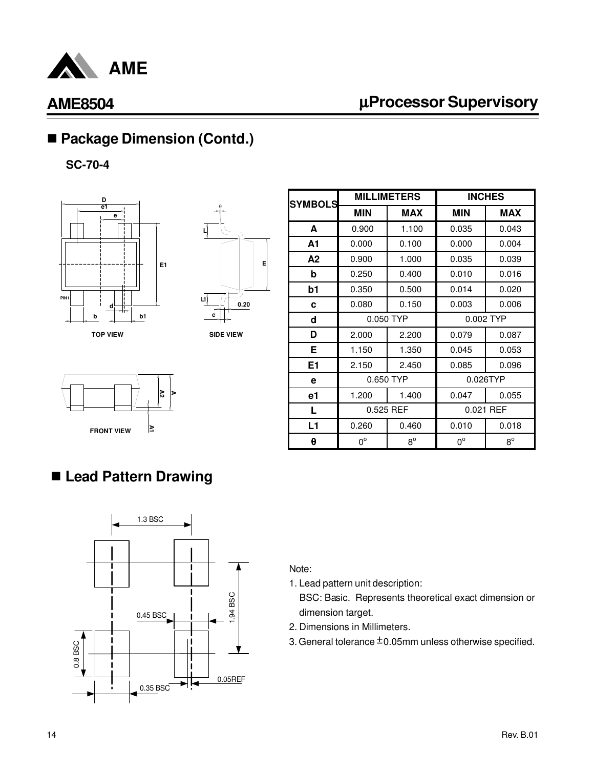## ■ Package Dimension (Contd.)

**SC-70-4**

D
e1
e
E1
PIN1
d
b
b1
TOP VIEW

θ
L
E
L1
0.20
c
SIDE VIEW

A2
A
A1
FRONT VIEW

| SYMBOLS | MILLIMETERS | | INCHES | |
|---|---|---|---|---|
| | MIN | MAX | MIN | MAX |
| A | 0.900 | 1.100 | 0.035 | 0.043 |
| A1 | 0.000 | 0.100 | 0.000 | 0.004 |
| A2 | 0.900 | 1.000 | 0.035 | 0.039 |
| b | 0.250 | 0.400 | 0.010 | 0.016 |
| b1 | 0.350 | 0.500 | 0.014 | 0.020 |
| c | 0.080 | 0.150 | 0.003 | 0.006 |
| d | 0.050 TYP | | 0.002 TYP | |
| D | 2.000 | 2.200 | 0.079 | 0.087 |
| E | 1.150 | 1.350 | 0.045 | 0.053 |
| E1 | 2.150 | 2.450 | 0.085 | 0.096 |
| e | 0.650 TYP | | 0.026TYP | |
| e1 | 1.200 | 1.400 | 0.047 | 0.055 |
| L | 0.525 REF | | 0.021 REF | |
| L1 | 0.260 | 0.460 | 0.010 | 0.018 |
| θ | $0^o$ | $8^o$ | $0^o$ | $8^o$ |

## ■ Lead Pattern Drawing

1.3 BSC
1.94 BSC
0.45 BSC
0.8 BSC
0.35 BSC
0.05REF

Note:

1. Lead pattern unit description:
   BSC: Basic. Represents theoretical exact dimension or dimension target.
2. Dimensions in Millimeters.
3. General tolerance ±0.05mm unless otherwise specified.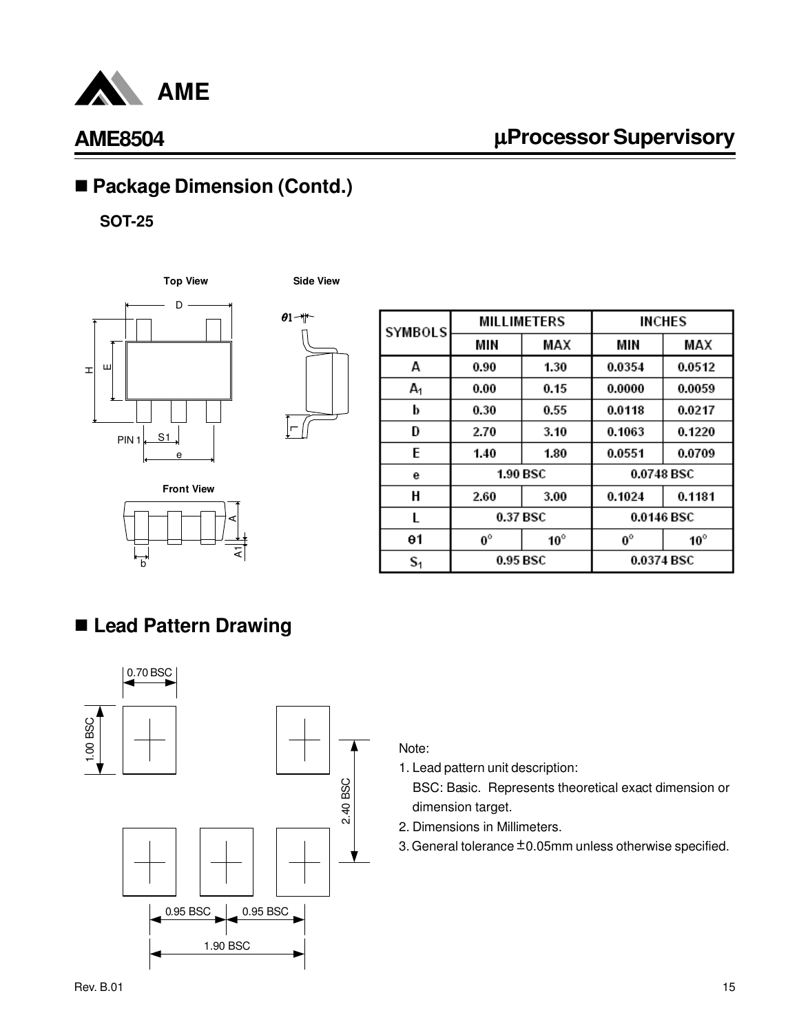## Package Dimension (Contd.)

**SOT-25**

Top View

Side View

Front View

| SYMBOLS | MILLIMETERS | | INCHES | |
|---|---|---|---|---|
| | MIN | MAX | MIN | MAX |
| A | 0.90 | 1.30 | 0.0354 | 0.0512 |
| $A_1$ | 0.00 | 0.15 | 0.0000 | 0.0059 |
| b | 0.30 | 0.55 | 0.0118 | 0.0217 |
| D | 2.70 | 3.10 | 0.1063 | 0.1220 |
| E | 1.40 | 1.80 | 0.0551 | 0.0709 |
| e | 1.90 BSC | | 0.0748 BSC | |
| H | 2.60 | 3.00 | 0.1024 | 0.1181 |
| L | 0.37 BSC | | 0.0146 BSC | |
| θ1 | 0° | 10° | 0° | 10° |
| $S_1$ | 0.95 BSC | | 0.0374 BSC | |

## Lead Pattern Drawing

0.70 BSC

1.00 BSC

2.40 BSC

0.95 BSC

0.95 BSC

1.90 BSC

Note:

1. Lead pattern unit description:
   BSC: Basic. Represents theoretical exact dimension or dimension target.
2. Dimensions in Millimeters.
3. General tolerance ±0.05mm unless otherwise specified.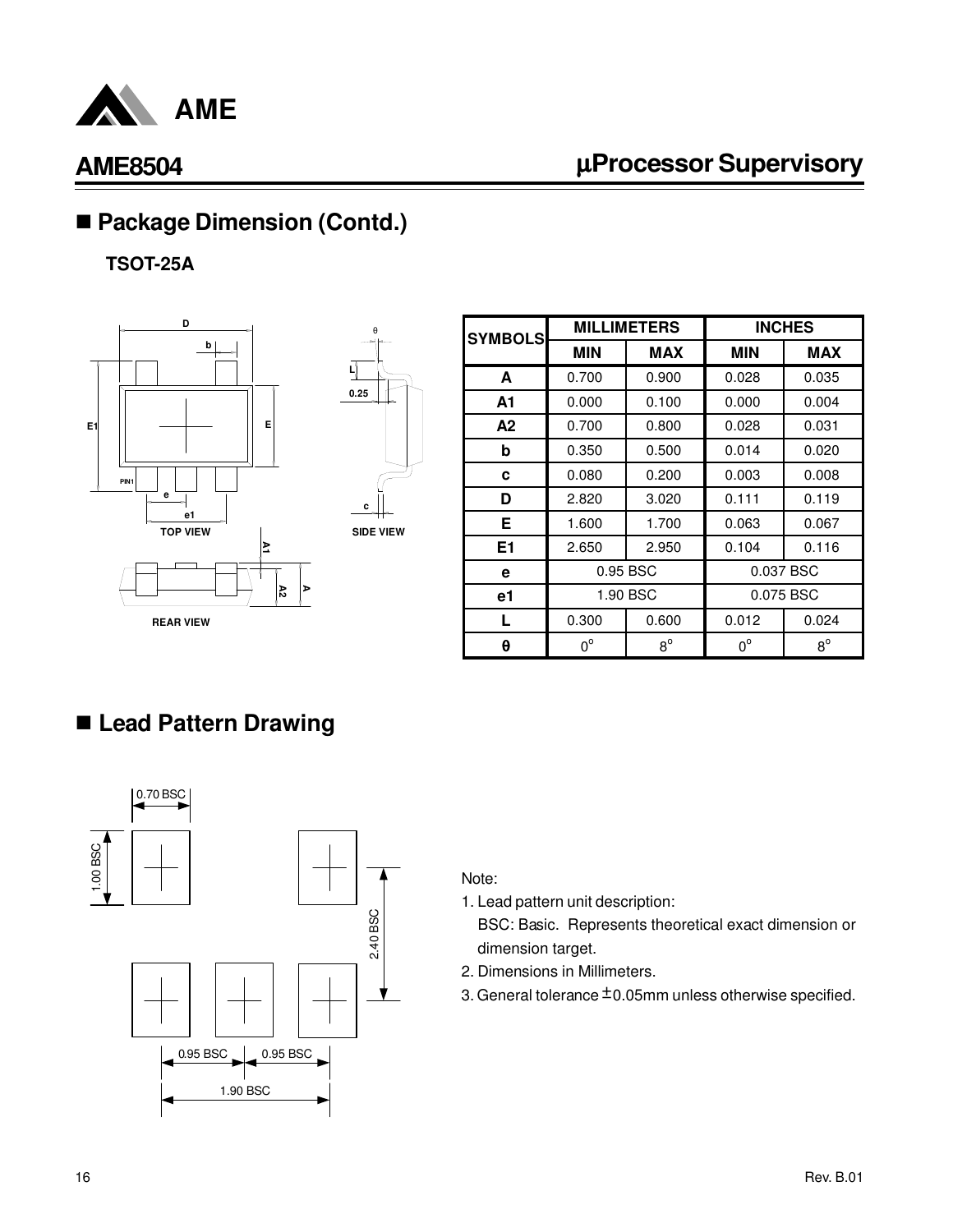## ■ Package Dimension (Contd.)

**TSOT-25A**

D
b
E1
E
PIN1
e
e1
TOP VIEW

θ
L
0.25
c
SIDE VIEW

A1
A2
A
REAR VIEW

| SYMBOLS | MILLIMETERS | | INCHES | |
|---|---|---|---|---|
| | MIN | MAX | MIN | MAX |
| **A** | 0.700 | 0.900 | 0.028 | 0.035 |
| **A1** | 0.000 | 0.100 | 0.000 | 0.004 |
| **A2** | 0.700 | 0.800 | 0.028 | 0.031 |
| **b** | 0.350 | 0.500 | 0.014 | 0.020 |
| **c** | 0.080 | 0.200 | 0.003 | 0.008 |
| **D** | 2.820 | 3.020 | 0.111 | 0.119 |
| **E** | 1.600 | 1.700 | 0.063 | 0.067 |
| **E1** | 2.650 | 2.950 | 0.104 | 0.116 |
| **e** | 0.95 BSC | | 0.037 BSC | |
| **e1** | 1.90 BSC | | 0.075 BSC | |
| **L** | 0.300 | 0.600 | 0.012 | 0.024 |
| **θ** | $0^{\circ}$ | $8^{\circ}$ | $0^{\circ}$ | $8^{\circ}$ |

## ■ Lead Pattern Drawing

0.70 BSC
1.00 BSC
2.40 BSC
0.95 BSC
0.95 BSC
1.90 BSC

Note:

1. Lead pattern unit description:
   BSC: Basic. Represents theoretical exact dimension or dimension target.
2. Dimensions in Millimeters.
3. General tolerance ±0.05mm unless otherwise specified.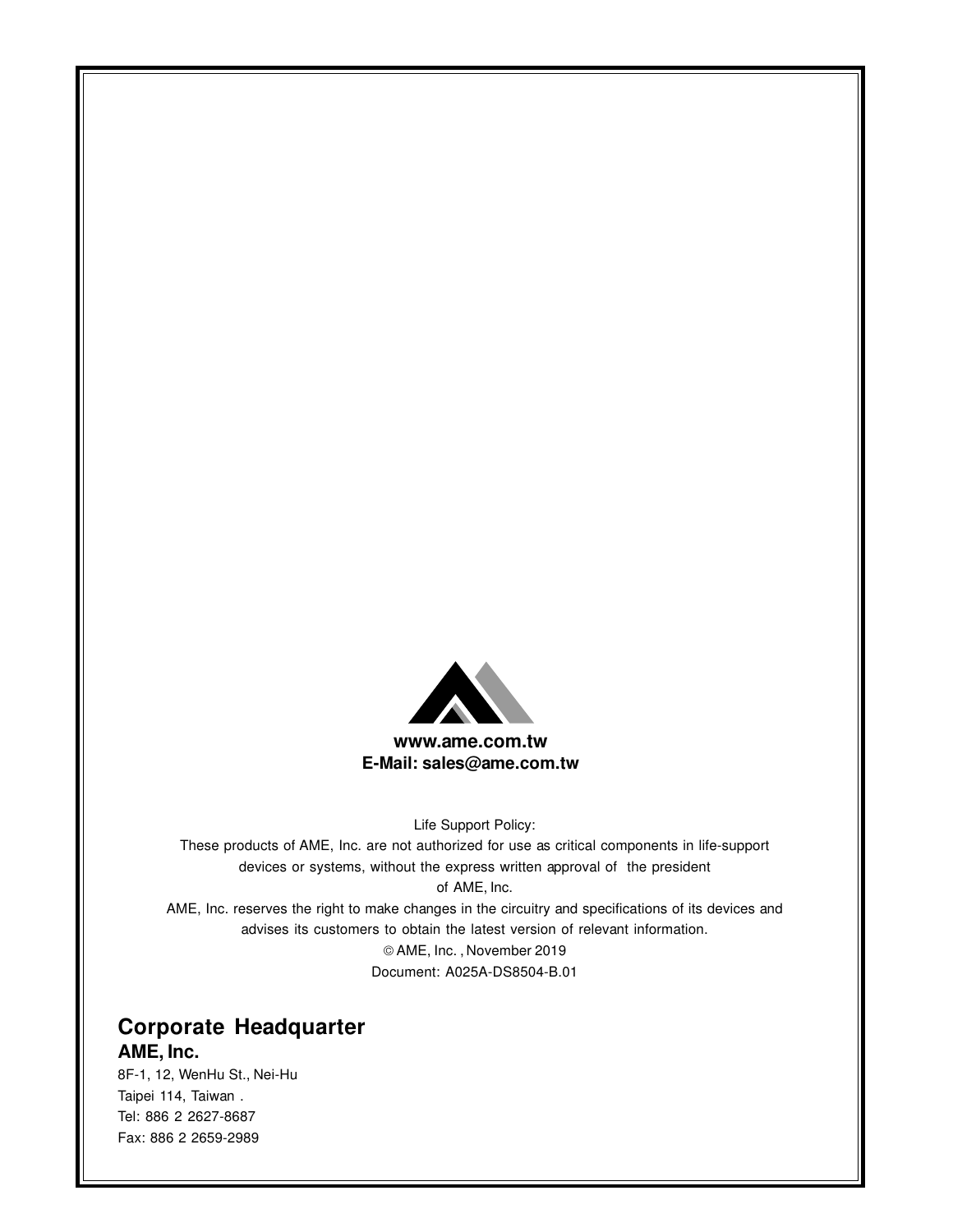**www.ame.com.tw**
**E-Mail: sales@ame.com.tw**

Life Support Policy:
These products of AME, Inc. are not authorized for use as critical components in life-support devices or systems, without the express written approval of the president of AME, Inc.
AME, Inc. reserves the right to make changes in the circuitry and specifications of its devices and advises its customers to obtain the latest version of relevant information.
© AME, Inc. , November 2019
Document: A025A-DS8504-B.01

## Corporate Headquarter

**AME, Inc.**

8F-1, 12, WenHu St., Nei-Hu
Taipei 114, Taiwan .
Tel: 886 2 2627-8687
Fax: 886 2 2659-2989